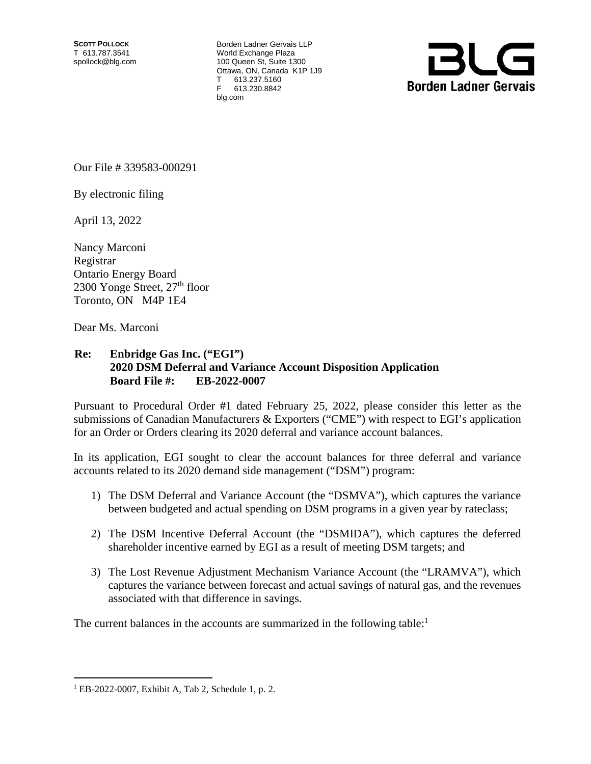**SCOTT POLLOCK**
T 613.787.3541
spollock@blg.com

Borden Ladner Gervais LLP
World Exchange Plaza
100 Queen St, Suite 1300
Ottawa, ON, Canada K1P 1J9
T 613.237.5160
F 613.230.8842
blg.com

**Borden Ladner Gervais**

Our File # 339583-000291

By electronic filing

April 13, 2022

Nancy Marconi
Registrar
Ontario Energy Board
2300 Yonge Street, 27th floor
Toronto, ON M4P 1E4

Dear Ms. Marconi

**Re: Enbridge Gas Inc. ("EGI")**
**2020 DSM Deferral and Variance Account Disposition Application**
**Board File #: EB-2022-0007**

Pursuant to Procedural Order #1 dated February 25, 2022, please consider this letter as the submissions of Canadian Manufacturers & Exporters ("CME") with respect to EGI's application for an Order or Orders clearing its 2020 deferral and variance account balances.

In its application, EGI sought to clear the account balances for three deferral and variance accounts related to its 2020 demand side management ("DSM") program:

1) The DSM Deferral and Variance Account (the "DSMVA"), which captures the variance between budgeted and actual spending on DSM programs in a given year by rateclass;
2) The DSM Incentive Deferral Account (the "DSMIDA"), which captures the deferred shareholder incentive earned by EGI as a result of meeting DSM targets; and
3) The Lost Revenue Adjustment Mechanism Variance Account (the "LRAMVA"), which captures the variance between forecast and actual savings of natural gas, and the revenues associated with that difference in savings.

The current balances in the accounts are summarized in the following table:[1]

[1] EB-2022-0007, Exhibit A, Tab 2, Schedule 1, p. 2.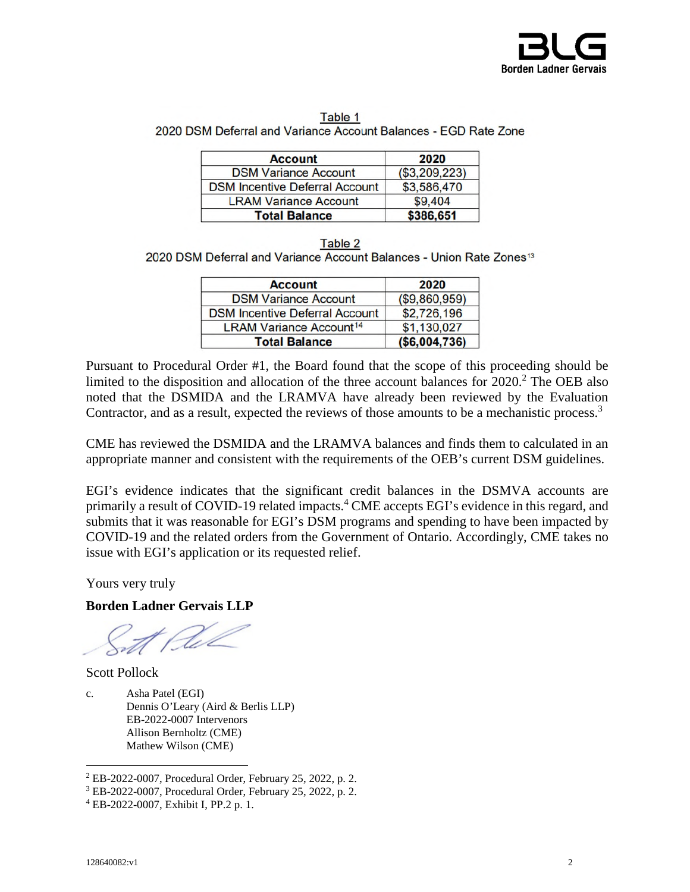Table 1
2020 DSM Deferral and Variance Account Balances - EGD Rate Zone

| Account | 2020 |
|---|---|
| DSM Variance Account | ($3,209,223) |
| DSM Incentive Deferral Account | $3,586,470 |
| LRAM Variance Account | $9,404 |
| **Total Balance** | **$386,651** |

Table 2
2020 DSM Deferral and Variance Account Balances - Union Rate Zones[13]

| Account | 2020 |
|---|---|
| DSM Variance Account | ($9,860,959) |
| DSM Incentive Deferral Account | $2,726,196 |
| LRAM Variance Account[14] | $1,130,027 |
| **Total Balance** | **($6,004,736)** |

Pursuant to Procedural Order #1, the Board found that the scope of this proceeding should be limited to the disposition and allocation of the three account balances for 2020.[2] The OEB also noted that the DSMIDA and the LRAMVA have already been reviewed by the Evaluation Contractor, and as a result, expected the reviews of those amounts to be a mechanistic process.[3]

CME has reviewed the DSMIDA and the LRAMVA balances and finds them to calculated in an appropriate manner and consistent with the requirements of the OEB's current DSM guidelines.

EGI's evidence indicates that the significant credit balances in the DSMVA accounts are primarily a result of COVID-19 related impacts.[4] CME accepts EGI's evidence in this regard, and submits that it was reasonable for EGI's DSM programs and spending to have been impacted by COVID-19 and the related orders from the Government of Ontario. Accordingly, CME takes no issue with EGI's application or its requested relief.

Yours very truly

**Borden Ladner Gervais LLP**

Scott Pollock

c. Asha Patel (EGI)
Dennis O'Leary (Aird & Berlis LLP)
EB-2022-0007 Intervenors
Allison Bernholtz (CME)
Mathew Wilson (CME)

[2] EB-2022-0007, Procedural Order, February 25, 2022, p. 2.
[3] EB-2022-0007, Procedural Order, February 25, 2022, p. 2.
[4] EB-2022-0007, Exhibit I, PP.2 p. 1.